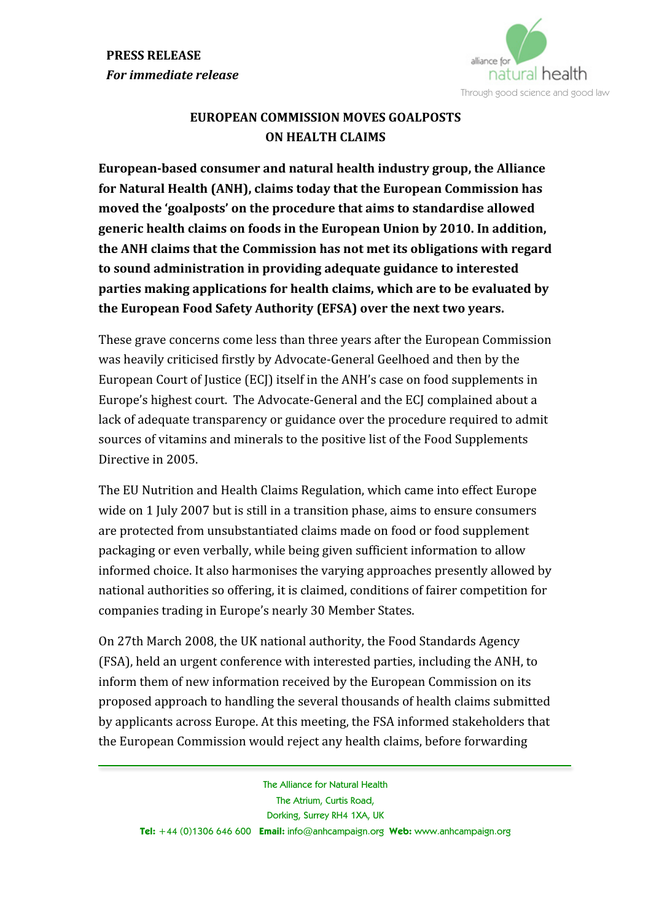**PRESS RELEASE**
***For immediate release***

alliance for natural health
Through good science and good law

# EUROPEAN COMMISSION MOVES GOALPOSTS ON HEALTH CLAIMS

**European-based consumer and natural health industry group, the Alliance for Natural Health (ANH), claims today that the European Commission has moved the 'goalposts' on the procedure that aims to standardise allowed generic health claims on foods in the European Union by 2010. In addition, the ANH claims that the Commission has not met its obligations with regard to sound administration in providing adequate guidance to interested parties making applications for health claims, which are to be evaluated by the European Food Safety Authority (EFSA) over the next two years.**

These grave concerns come less than three years after the European Commission was heavily criticised firstly by Advocate-General Geelhoed and then by the European Court of Justice (ECJ) itself in the ANH's case on food supplements in Europe's highest court. The Advocate-General and the ECJ complained about a lack of adequate transparency or guidance over the procedure required to admit sources of vitamins and minerals to the positive list of the Food Supplements Directive in 2005.

The EU Nutrition and Health Claims Regulation, which came into effect Europe wide on 1 July 2007 but is still in a transition phase, aims to ensure consumers are protected from unsubstantiated claims made on food or food supplement packaging or even verbally, while being given sufficient information to allow informed choice. It also harmonises the varying approaches presently allowed by national authorities so offering, it is claimed, conditions of fairer competition for companies trading in Europe's nearly 30 Member States.

On 27th March 2008, the UK national authority, the Food Standards Agency (FSA), held an urgent conference with interested parties, including the ANH, to inform them of new information received by the European Commission on its proposed approach to handling the several thousands of health claims submitted by applicants across Europe. At this meeting, the FSA informed stakeholders that the European Commission would reject any health claims, before forwarding

The Alliance for Natural Health
The Atrium, Curtis Road,
Dorking, Surrey RH4 1XA, UK
**Tel:** +44 (0)1306 646 600 **Email:** info@anhcampaign.org **Web:** www.anhcampaign.org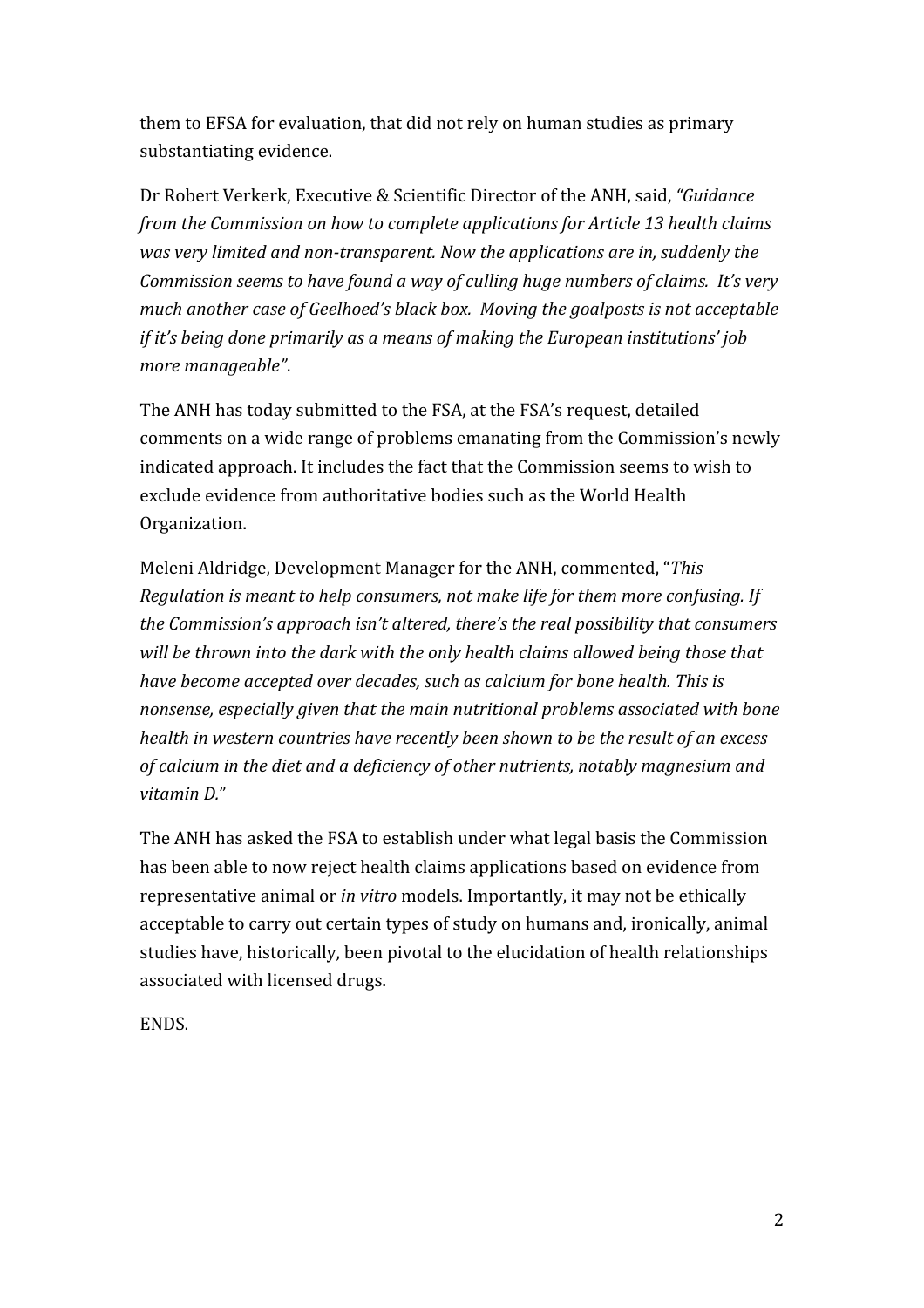them to EFSA for evaluation, that did not rely on human studies as primary substantiating evidence.

Dr Robert Verkerk, Executive & Scientific Director of the ANH, said, *"Guidance from the Commission on how to complete applications for Article 13 health claims was very limited and non-transparent. Now the applications are in, suddenly the Commission seems to have found a way of culling huge numbers of claims. It's very much another case of Geelhoed's black box. Moving the goalposts is not acceptable if it's being done primarily as a means of making the European institutions' job more manageable"*.

The ANH has today submitted to the FSA, at the FSA's request, detailed comments on a wide range of problems emanating from the Commission's newly indicated approach. It includes the fact that the Commission seems to wish to exclude evidence from authoritative bodies such as the World Health Organization.

Meleni Aldridge, Development Manager for the ANH, commented, "*This Regulation is meant to help consumers, not make life for them more confusing. If the Commission's approach isn't altered, there's the real possibility that consumers will be thrown into the dark with the only health claims allowed being those that have become accepted over decades, such as calcium for bone health. This is nonsense, especially given that the main nutritional problems associated with bone health in western countries have recently been shown to be the result of an excess of calcium in the diet and a deficiency of other nutrients, notably magnesium and vitamin D.*"

The ANH has asked the FSA to establish under what legal basis the Commission has been able to now reject health claims applications based on evidence from representative animal or *in vitro* models. Importantly, it may not be ethically acceptable to carry out certain types of study on humans and, ironically, animal studies have, historically, been pivotal to the elucidation of health relationships associated with licensed drugs.

ENDS.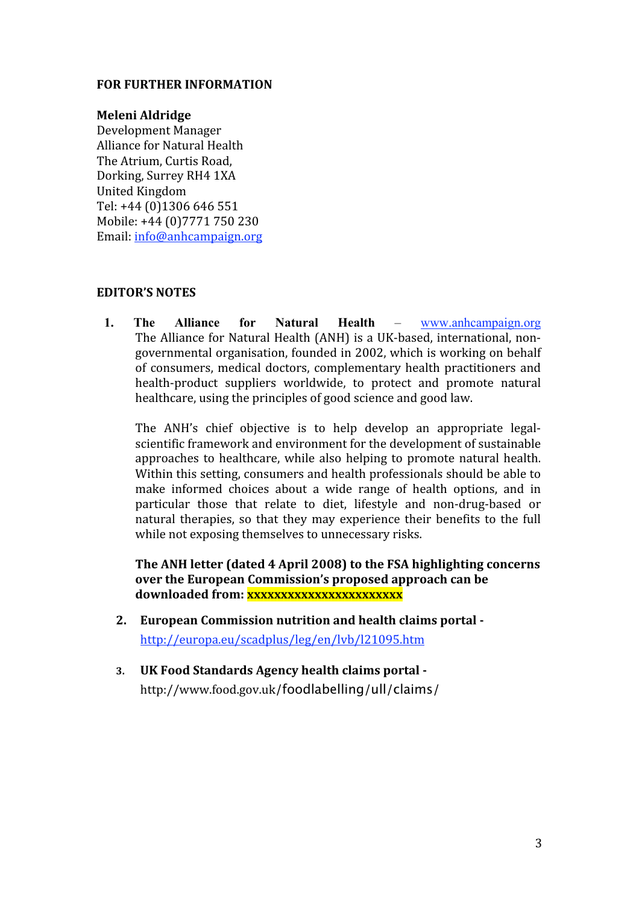**FOR FURTHER INFORMATION**

**Meleni Aldridge**
Development Manager
Alliance for Natural Health
The Atrium, Curtis Road,
Dorking, Surrey RH4 1XA
United Kingdom
Tel: +44 (0)1306 646 551
Mobile: +44 (0)7771 750 230
Email: info@anhcampaign.org

**EDITOR'S NOTES**

1. **The Alliance for Natural Health** – www.anhcampaign.org
   The Alliance for Natural Health (ANH) is a UK-based, international, non-governmental organisation, founded in 2002, which is working on behalf of consumers, medical doctors, complementary health practitioners and health-product suppliers worldwide, to protect and promote natural healthcare, using the principles of good science and good law.

   The ANH's chief objective is to help develop an appropriate legal-scientific framework and environment for the development of sustainable approaches to healthcare, while also helping to promote natural health. Within this setting, consumers and health professionals should be able to make informed choices about a wide range of health options, and in particular those that relate to diet, lifestyle and non-drug-based or natural therapies, so that they may experience their benefits to the full while not exposing themselves to unnecessary risks.

   **The ANH letter (dated 4 April 2008) to the FSA highlighting concerns over the European Commission's proposed approach can be downloaded from: xxxxxxxxxxxxxxxxxxxxxxx**

2. **European Commission nutrition and health claims portal -**
   http://europa.eu/scadplus/leg/en/lvb/l21095.htm

3. **UK Food Standards Agency health claims portal -**
   http://www.food.gov.uk/foodlabelling/ull/claims/